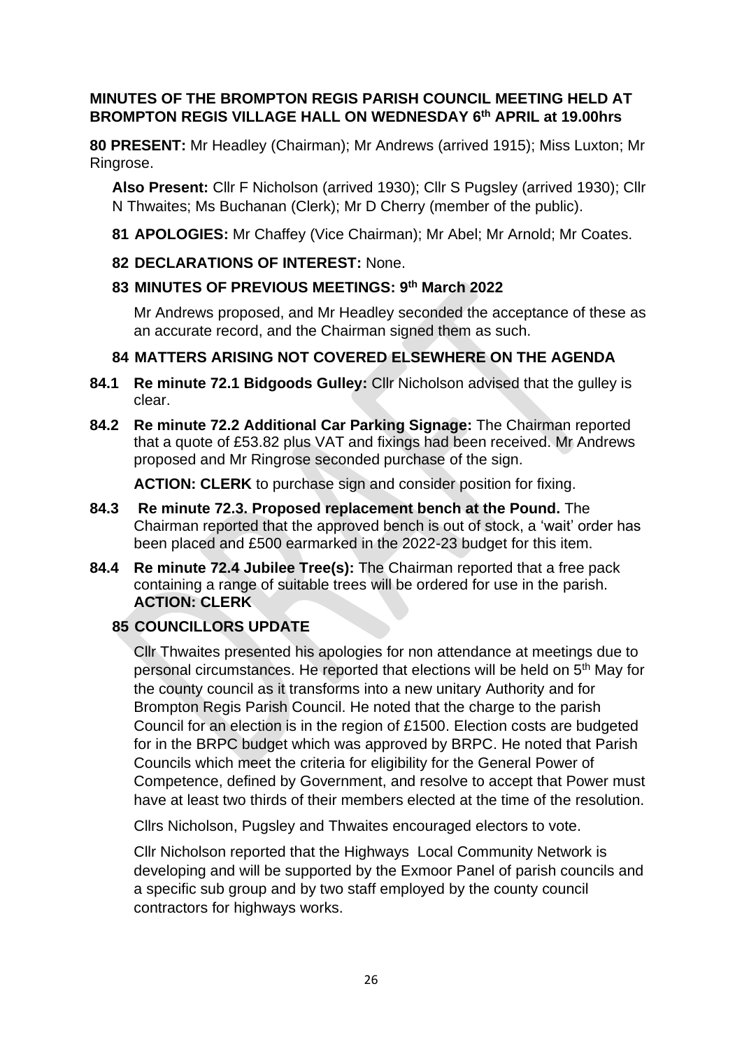**MINUTES OF THE BROMPTON REGIS PARISH COUNCIL MEETING HELD AT BROMPTON REGIS VILLAGE HALL ON WEDNESDAY 6th APRIL at 19.00hrs**

**80 PRESENT:** Mr Headley (Chairman); Mr Andrews (arrived 1915); Miss Luxton; Mr Ringrose.

**Also Present:** Cllr F Nicholson (arrived 1930); Cllr S Pugsley (arrived 1930); Cllr N Thwaites; Ms Buchanan (Clerk); Mr D Cherry (member of the public).

**81 APOLOGIES:** Mr Chaffey (Vice Chairman); Mr Abel; Mr Arnold; Mr Coates.

**82 DECLARATIONS OF INTEREST:** None.

**83 MINUTES OF PREVIOUS MEETINGS: 9th March 2022**

Mr Andrews proposed, and Mr Headley seconded the acceptance of these as an accurate record, and the Chairman signed them as such.

**84 MATTERS ARISING NOT COVERED ELSEWHERE ON THE AGENDA**

**84.1 Re minute 72.1 Bidgoods Gulley:** Cllr Nicholson advised that the gulley is clear.

**84.2 Re minute 72.2 Additional Car Parking Signage:** The Chairman reported that a quote of £53.82 plus VAT and fixings had been received. Mr Andrews proposed and Mr Ringrose seconded purchase of the sign.

**ACTION: CLERK** to purchase sign and consider position for fixing.

**84.3 Re minute 72.3. Proposed replacement bench at the Pound.** The Chairman reported that the approved bench is out of stock, a 'wait' order has been placed and £500 earmarked in the 2022-23 budget for this item.

**84.4 Re minute 72.4 Jubilee Tree(s):** The Chairman reported that a free pack containing a range of suitable trees will be ordered for use in the parish. **ACTION: CLERK**

**85 COUNCILLORS UPDATE**

Cllr Thwaites presented his apologies for non attendance at meetings due to personal circumstances. He reported that elections will be held on 5th May for the county council as it transforms into a new unitary Authority and for Brompton Regis Parish Council. He noted that the charge to the parish Council for an election is in the region of £1500. Election costs are budgeted for in the BRPC budget which was approved by BRPC. He noted that Parish Councils which meet the criteria for eligibility for the General Power of Competence, defined by Government, and resolve to accept that Power must have at least two thirds of their members elected at the time of the resolution.

Cllrs Nicholson, Pugsley and Thwaites encouraged electors to vote.

Cllr Nicholson reported that the Highways Local Community Network is developing and will be supported by the Exmoor Panel of parish councils and a specific sub group and by two staff employed by the county council contractors for highways works.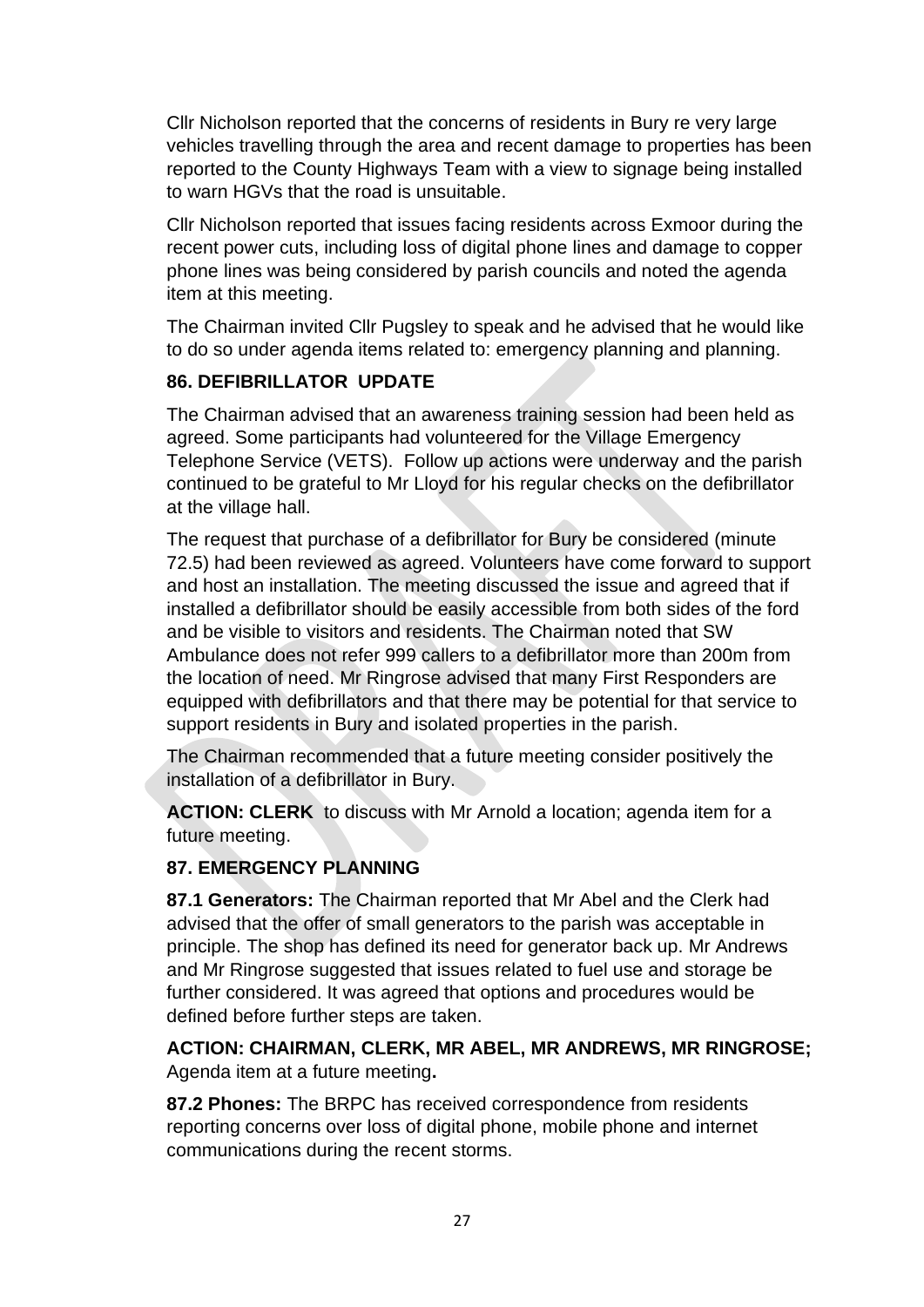Cllr Nicholson reported that the concerns of residents in Bury re very large vehicles travelling through the area and recent damage to properties has been reported to the County Highways Team with a view to signage being installed to warn HGVs that the road is unsuitable.

Cllr Nicholson reported that issues facing residents across Exmoor during the recent power cuts, including loss of digital phone lines and damage to copper phone lines was being considered by parish councils and noted the agenda item at this meeting.

The Chairman invited Cllr Pugsley to speak and he advised that he would like to do so under agenda items related to: emergency planning and planning.

**86. DEFIBRILLATOR UPDATE**

The Chairman advised that an awareness training session had been held as agreed. Some participants had volunteered for the Village Emergency Telephone Service (VETS). Follow up actions were underway and the parish continued to be grateful to Mr Lloyd for his regular checks on the defibrillator at the village hall.

The request that purchase of a defibrillator for Bury be considered (minute 72.5) had been reviewed as agreed. Volunteers have come forward to support and host an installation. The meeting discussed the issue and agreed that if installed a defibrillator should be easily accessible from both sides of the ford and be visible to visitors and residents. The Chairman noted that SW Ambulance does not refer 999 callers to a defibrillator more than 200m from the location of need. Mr Ringrose advised that many First Responders are equipped with defibrillators and that there may be potential for that service to support residents in Bury and isolated properties in the parish.

The Chairman recommended that a future meeting consider positively the installation of a defibrillator in Bury.

**ACTION: CLERK** to discuss with Mr Arnold a location; agenda item for a future meeting.

**87. EMERGENCY PLANNING**

**87.1 Generators:** The Chairman reported that Mr Abel and the Clerk had advised that the offer of small generators to the parish was acceptable in principle. The shop has defined its need for generator back up. Mr Andrews and Mr Ringrose suggested that issues related to fuel use and storage be further considered. It was agreed that options and procedures would be defined before further steps are taken.

**ACTION: CHAIRMAN, CLERK, MR ABEL, MR ANDREWS, MR RINGROSE;** Agenda item at a future meeting**.**

**87.2 Phones:** The BRPC has received correspondence from residents reporting concerns over loss of digital phone, mobile phone and internet communications during the recent storms.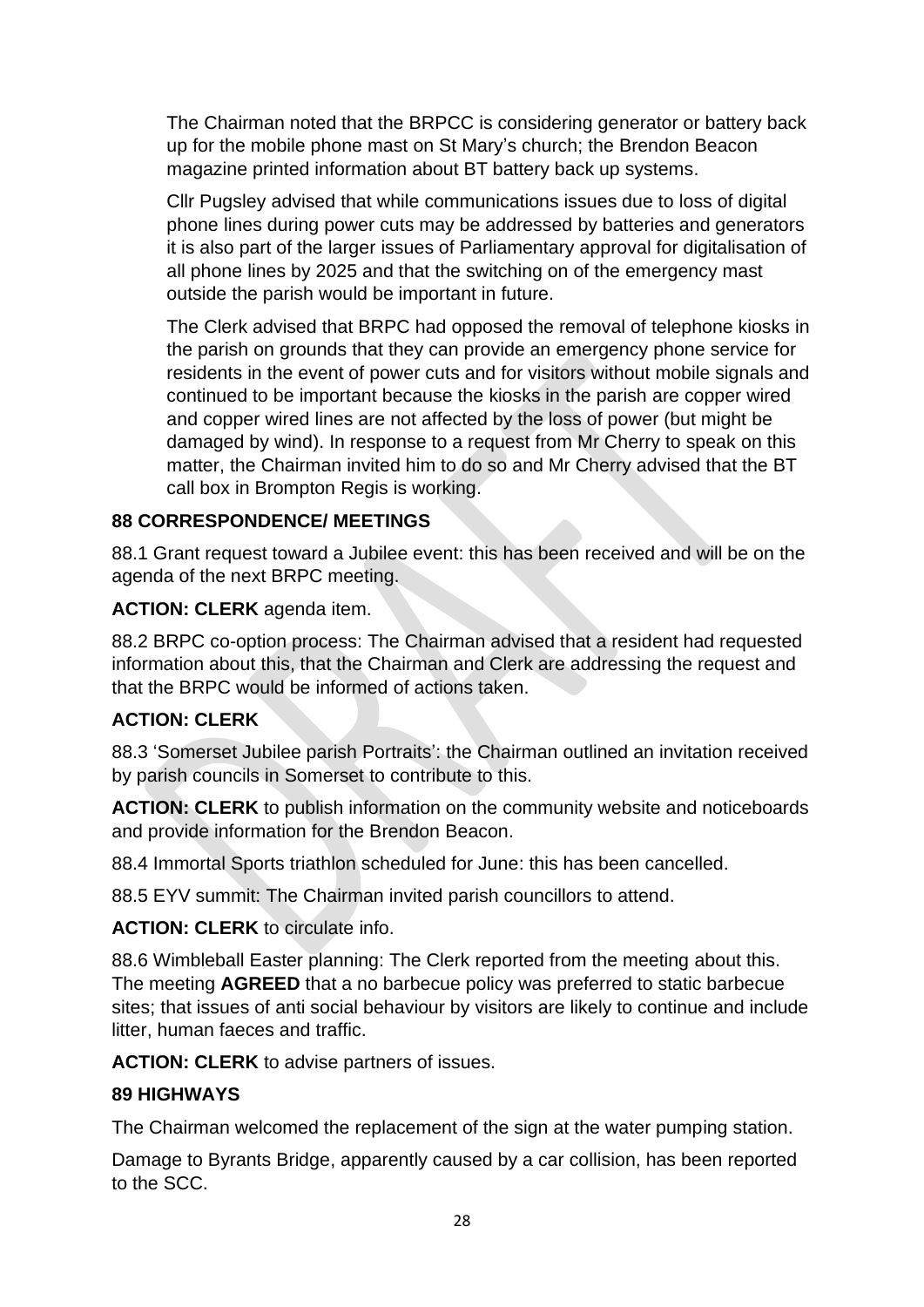The Chairman noted that the BRPCC is considering generator or battery back up for the mobile phone mast on St Mary's church; the Brendon Beacon magazine printed information about BT battery back up systems.

Cllr Pugsley advised that while communications issues due to loss of digital phone lines during power cuts may be addressed by batteries and generators it is also part of the larger issues of Parliamentary approval for digitalisation of all phone lines by 2025 and that the switching on of the emergency mast outside the parish would be important in future.

The Clerk advised that BRPC had opposed the removal of telephone kiosks in the parish on grounds that they can provide an emergency phone service for residents in the event of power cuts and for visitors without mobile signals and continued to be important because the kiosks in the parish are copper wired and copper wired lines are not affected by the loss of power (but might be damaged by wind). In response to a request from Mr Cherry to speak on this matter, the Chairman invited him to do so and Mr Cherry advised that the BT call box in Brompton Regis is working.

**88 CORRESPONDENCE/ MEETINGS**

88.1 Grant request toward a Jubilee event: this has been received and will be on the agenda of the next BRPC meeting.

**ACTION: CLERK** agenda item.

88.2 BRPC co-option process: The Chairman advised that a resident had requested information about this, that the Chairman and Clerk are addressing the request and that the BRPC would be informed of actions taken.

**ACTION: CLERK**

88.3 'Somerset Jubilee parish Portraits': the Chairman outlined an invitation received by parish councils in Somerset to contribute to this.

**ACTION: CLERK** to publish information on the community website and noticeboards and provide information for the Brendon Beacon.

88.4 Immortal Sports triathlon scheduled for June: this has been cancelled.

88.5 EYV summit: The Chairman invited parish councillors to attend.

**ACTION: CLERK** to circulate info.

88.6 Wimbleball Easter planning: The Clerk reported from the meeting about this. The meeting **AGREED** that a no barbecue policy was preferred to static barbecue sites; that issues of anti social behaviour by visitors are likely to continue and include litter, human faeces and traffic.

**ACTION: CLERK** to advise partners of issues.

**89 HIGHWAYS**

The Chairman welcomed the replacement of the sign at the water pumping station.

Damage to Byrants Bridge, apparently caused by a car collision, has been reported to the SCC.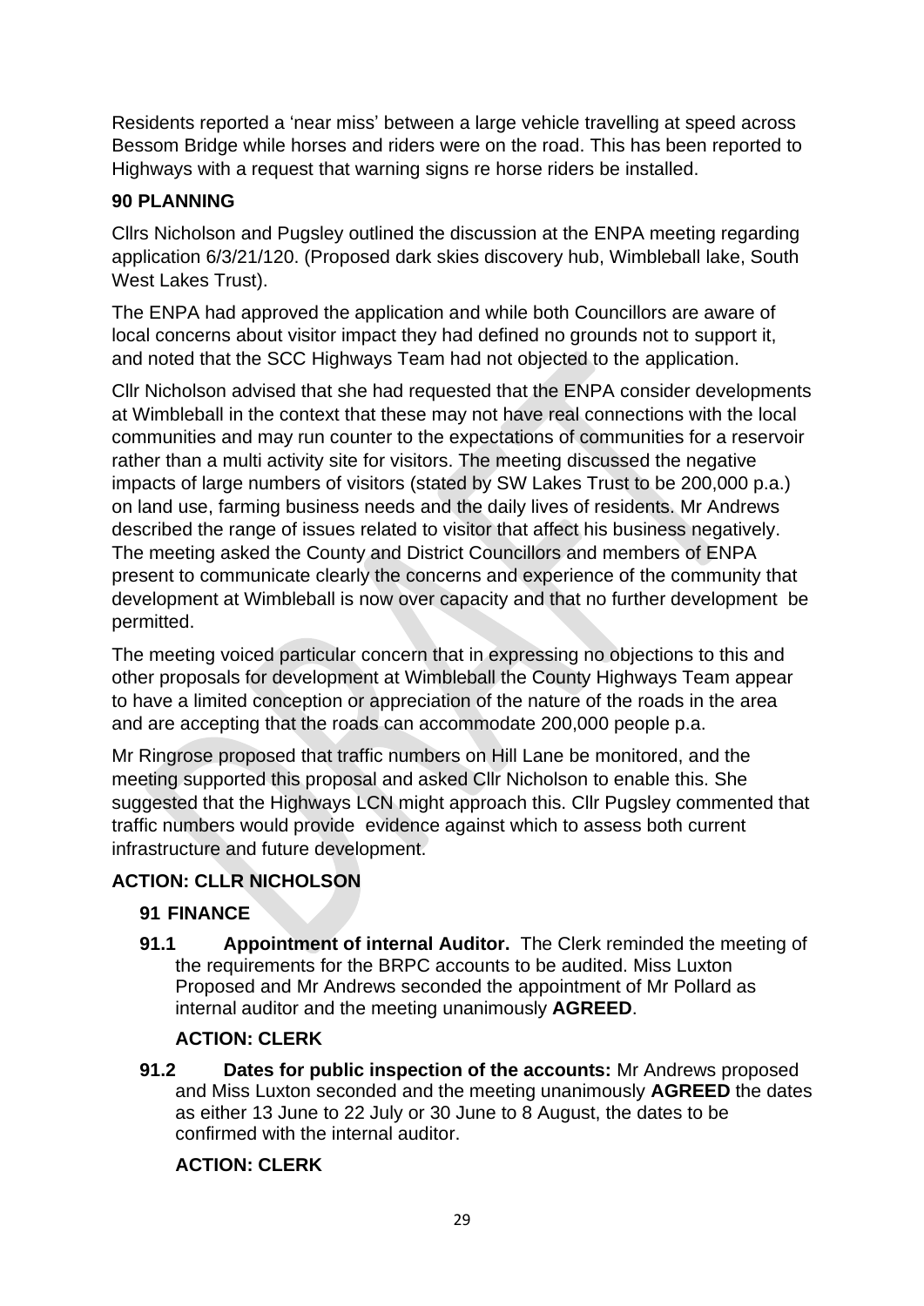Residents reported a 'near miss' between a large vehicle travelling at speed across Bessom Bridge while horses and riders were on the road. This has been reported to Highways with a request that warning signs re horse riders be installed.

**90 PLANNING**

Cllrs Nicholson and Pugsley outlined the discussion at the ENPA meeting regarding application 6/3/21/120. (Proposed dark skies discovery hub, Wimbleball lake, South West Lakes Trust).

The ENPA had approved the application and while both Councillors are aware of local concerns about visitor impact they had defined no grounds not to support it, and noted that the SCC Highways Team had not objected to the application.

Cllr Nicholson advised that she had requested that the ENPA consider developments at Wimbleball in the context that these may not have real connections with the local communities and may run counter to the expectations of communities for a reservoir rather than a multi activity site for visitors. The meeting discussed the negative impacts of large numbers of visitors (stated by SW Lakes Trust to be 200,000 p.a.) on land use, farming business needs and the daily lives of residents. Mr Andrews described the range of issues related to visitor that affect his business negatively. The meeting asked the County and District Councillors and members of ENPA present to communicate clearly the concerns and experience of the community that development at Wimbleball is now over capacity and that no further development be permitted.

The meeting voiced particular concern that in expressing no objections to this and other proposals for development at Wimbleball the County Highways Team appear to have a limited conception or appreciation of the nature of the roads in the area and are accepting that the roads can accommodate 200,000 people p.a.

Mr Ringrose proposed that traffic numbers on Hill Lane be monitored, and the meeting supported this proposal and asked Cllr Nicholson to enable this. She suggested that the Highways LCN might approach this. Cllr Pugsley commented that traffic numbers would provide evidence against which to assess both current infrastructure and future development.

**ACTION: CLLR NICHOLSON**

**91 FINANCE**

**91.1 Appointment of internal Auditor.** The Clerk reminded the meeting of the requirements for the BRPC accounts to be audited. Miss Luxton Proposed and Mr Andrews seconded the appointment of Mr Pollard as internal auditor and the meeting unanimously **AGREED**.

**ACTION: CLERK**

**91.2 Dates for public inspection of the accounts:** Mr Andrews proposed and Miss Luxton seconded and the meeting unanimously **AGREED** the dates as either 13 June to 22 July or 30 June to 8 August, the dates to be confirmed with the internal auditor.

**ACTION: CLERK**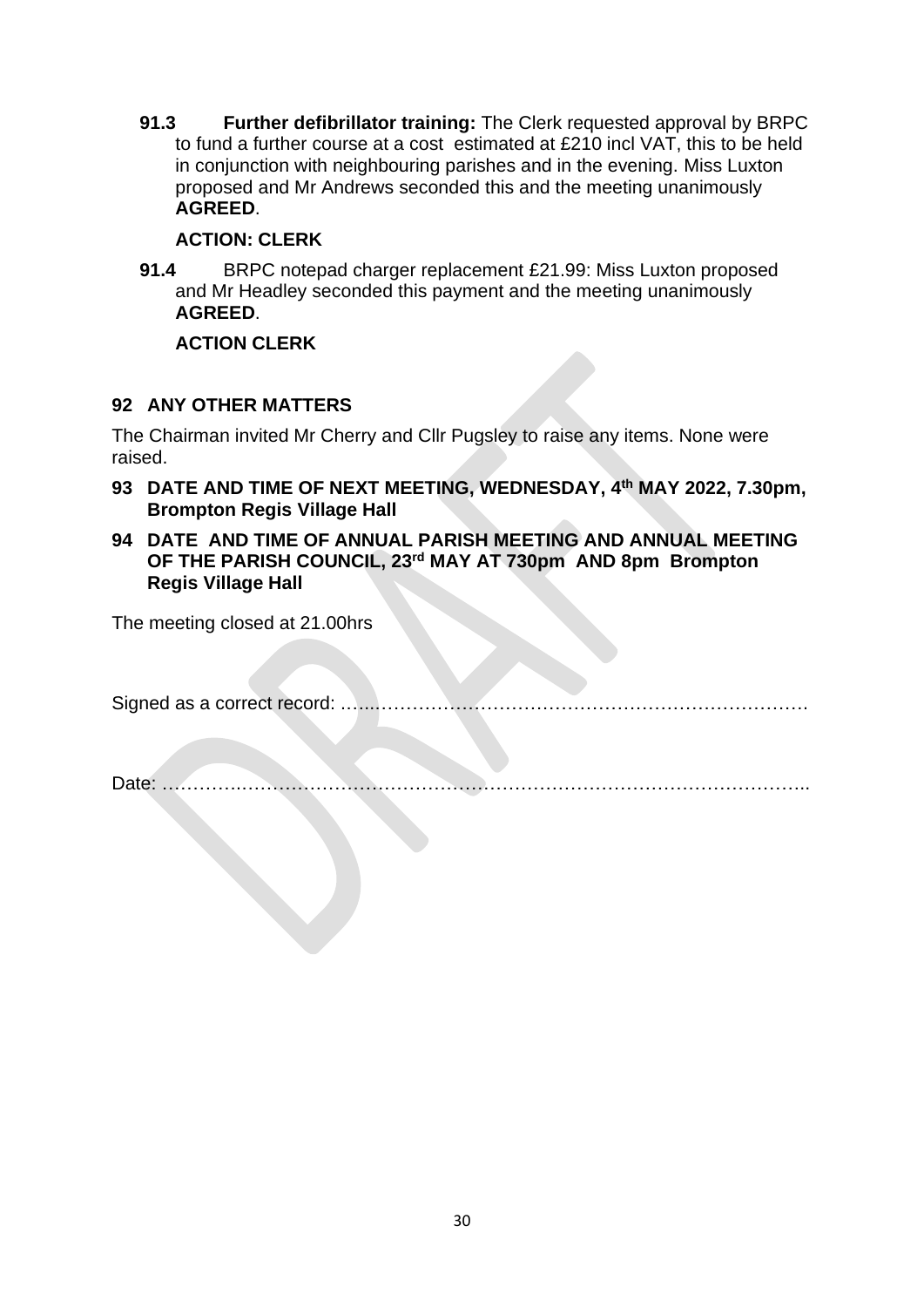**91.3 Further defibrillator training:** The Clerk requested approval by BRPC to fund a further course at a cost estimated at £210 incl VAT, this to be held in conjunction with neighbouring parishes and in the evening. Miss Luxton proposed and Mr Andrews seconded this and the meeting unanimously **AGREED**.

**ACTION: CLERK**

**91.4** BRPC notepad charger replacement £21.99: Miss Luxton proposed and Mr Headley seconded this payment and the meeting unanimously **AGREED**.

**ACTION CLERK**

## 92 ANY OTHER MATTERS

The Chairman invited Mr Cherry and Cllr Pugsley to raise any items. None were raised.

## 93 DATE AND TIME OF NEXT MEETING, WEDNESDAY, 4th MAY 2022, 7.30pm, Brompton Regis Village Hall

## 94 DATE AND TIME OF ANNUAL PARISH MEETING AND ANNUAL MEETING OF THE PARISH COUNCIL, 23rd MAY AT 730pm AND 8pm Brompton Regis Village Hall

The meeting closed at 21.00hrs

Signed as a correct record: ……………………………………………………………………

Date: ……………………………………………………………………………………………..